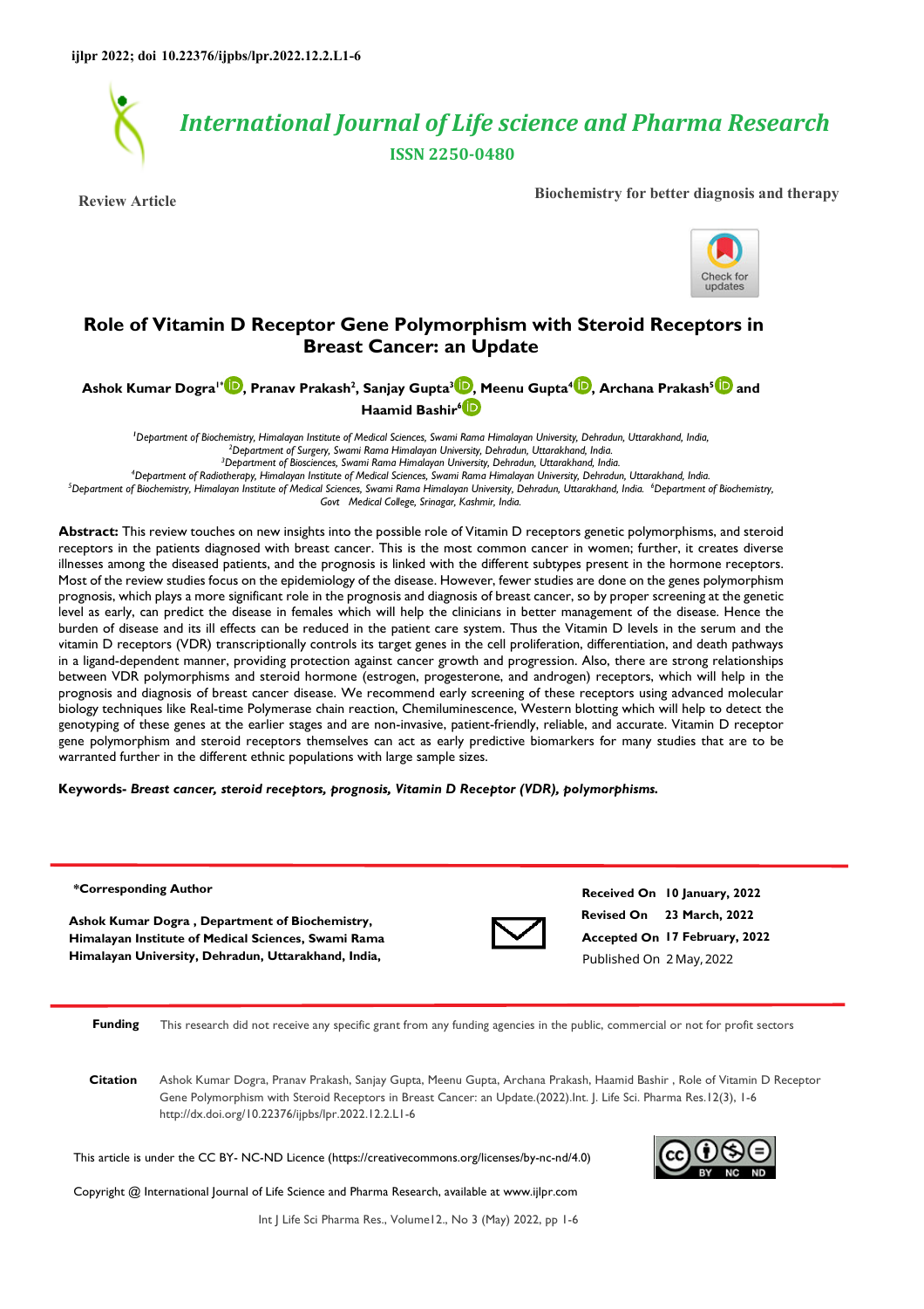ijlpr 2022; doi 10.22376/ijpbs/lpr.2022.12.2.L1-6

# International Journal of Life science and Pharma Research

ISSN 2250-0480

Review Article

Biochemistry for better diagnosis and therapy

# Role of Vitamin D Receptor Gene Polymorphism with Steroid Receptors in Breast Cancer: an Update

**Ashok Kumar Dogra[1*], Pranav Prakash[2], Sanjay Gupta[3], Meenu Gupta[4], Archana Prakash[5] and Haamid Bashir[6]**

[1]Department of Biochemistry, Himalayan Institute of Medical Sciences, Swami Rama Himalayan University, Dehradun, Uttarakhand, India,
[2]Department of Surgery, Swami Rama Himalayan University, Dehradun, Uttarakhand, India.
[3]Department of Biosciences, Swami Rama Himalayan University, Dehradun, Uttarakhand, India.
[4]Department of Radiotherapy, Himalayan Institute of Medical Sciences, Swami Rama Himalayan University, Dehradun, Uttarakhand, India.
[5]Department of Biochemistry, Himalayan Institute of Medical Sciences, Swami Rama Himalayan University, Dehradun, Uttarakhand, India. [6]Department of Biochemistry, Govt Medical College, Srinagar, Kashmir, India.

**Abstract:** This review touches on new insights into the possible role of Vitamin D receptors genetic polymorphisms, and steroid receptors in the patients diagnosed with breast cancer. This is the most common cancer in women; further, it creates diverse illnesses among the diseased patients, and the prognosis is linked with the different subtypes present in the hormone receptors. Most of the review studies focus on the epidemiology of the disease. However, fewer studies are done on the genes polymorphism prognosis, which plays a more significant role in the prognosis and diagnosis of breast cancer, so by proper screening at the genetic level as early, can predict the disease in females which will help the clinicians in better management of the disease. Hence the burden of disease and its ill effects can be reduced in the patient care system. Thus the Vitamin D levels in the serum and the vitamin D receptors (VDR) transcriptionally controls its target genes in the cell proliferation, differentiation, and death pathways in a ligand-dependent manner, providing protection against cancer growth and progression. Also, there are strong relationships between VDR polymorphisms and steroid hormone (estrogen, progesterone, and androgen) receptors, which will help in the prognosis and diagnosis of breast cancer disease. We recommend early screening of these receptors using advanced molecular biology techniques like Real-time Polymerase chain reaction, Chemiluminescence, Western blotting which will help to detect the genotyping of these genes at the earlier stages and are non-invasive, patient-friendly, reliable, and accurate. Vitamin D receptor gene polymorphism and steroid receptors themselves can act as early predictive biomarkers for many studies that are to be warranted further in the different ethnic populations with large sample sizes.

**Keywords-** ***Breast cancer, steroid receptors, prognosis, Vitamin D Receptor (VDR), polymorphisms.***

**\*Corresponding Author**

**Ashok Kumar Dogra , Department of Biochemistry, Himalayan Institute of Medical Sciences, Swami Rama Himalayan University, Dehradun, Uttarakhand, India,**

**Received On** 10 January, 2022
**Revised On** 23 March, 2022
**Accepted On** 17 February, 2022
Published On 2 May, 2022

**Funding** This research did not receive any specific grant from any funding agencies in the public, commercial or not for profit sectors

**Citation** Ashok Kumar Dogra, Pranav Prakash, Sanjay Gupta, Meenu Gupta, Archana Prakash, Haamid Bashir , Role of Vitamin D Receptor Gene Polymorphism with Steroid Receptors in Breast Cancer: an Update.(2022).Int. J. Life Sci. Pharma Res.12(3), 1-6 http://dx.doi.org/10.22376/ijpbs/lpr.2022.12.2.L1-6

This article is under the CC BY- NC-ND Licence (https://creativecommons.org/licenses/by-nc-nd/4.0)

Copyright @ International Journal of Life Science and Pharma Research, available at www.ijlpr.com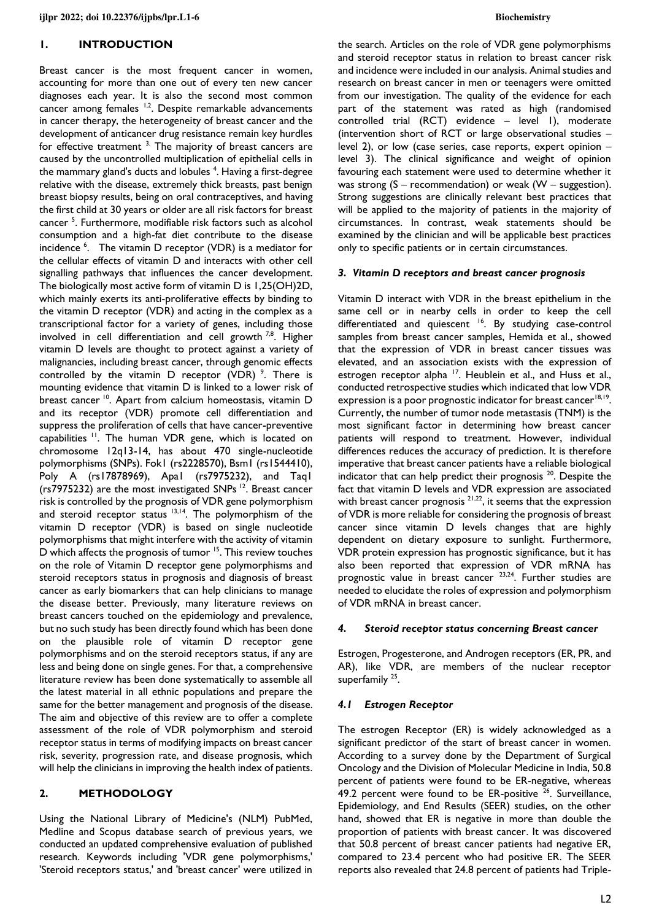## 1. INTRODUCTION

Breast cancer is the most frequent cancer in women, accounting for more than one out of every ten new cancer diagnoses each year. It is also the second most common cancer among females [1,2]. Despite remarkable advancements in cancer therapy, the heterogeneity of breast cancer and the development of anticancer drug resistance remain key hurdles for effective treatment [3]. The majority of breast cancers are caused by the uncontrolled multiplication of epithelial cells in the mammary gland's ducts and lobules [4]. Having a first-degree relative with the disease, extremely thick breasts, past benign breast biopsy results, being on oral contraceptives, and having the first child at 30 years or older are all risk factors for breast cancer [5]. Furthermore, modifiable risk factors such as alcohol consumption and a high-fat diet contribute to the disease incidence [6]. The vitamin D receptor (VDR) is a mediator for the cellular effects of vitamin D and interacts with other cell signalling pathways that influences the cancer development. The biologically most active form of vitamin D is 1,25(OH)2D, which mainly exerts its anti-proliferative effects by binding to the vitamin D receptor (VDR) and acting in the complex as a transcriptional factor for a variety of genes, including those involved in cell differentiation and cell growth [7,8]. Higher vitamin D levels are thought to protect against a variety of malignancies, including breast cancer, through genomic effects controlled by the vitamin D receptor (VDR) [9]. There is mounting evidence that vitamin D is linked to a lower risk of breast cancer [10]. Apart from calcium homeostasis, vitamin D and its receptor (VDR) promote cell differentiation and suppress the proliferation of cells that have cancer-preventive capabilities [11]. The human VDR gene, which is located on chromosome 12q13-14, has about 470 single-nucleotide polymorphisms (SNPs). Fok1 (rs2228570), Bsm1 (rs1544410), Poly A (rs17878969), Apa1 (rs7975232), and Taq1 (rs7975232) are the most investigated SNPs [12]. Breast cancer risk is controlled by the prognosis of VDR gene polymorphism and steroid receptor status [13,14]. The polymorphism of the vitamin D receptor (VDR) is based on single nucleotide polymorphisms that might interfere with the activity of vitamin D which affects the prognosis of tumor [15]. This review touches on the role of Vitamin D receptor gene polymorphisms and steroid receptors status in prognosis and diagnosis of breast cancer as early biomarkers that can help clinicians to manage the disease better. Previously, many literature reviews on breast cancers touched on the epidemiology and prevalence, but no such study has been directly found which has been done on the plausible role of vitamin D receptor gene polymorphisms and on the steroid receptors status, if any are less and being done on single genes. For that, a comprehensive literature review has been done systematically to assemble all the latest material in all ethnic populations and prepare the same for the better management and prognosis of the disease. The aim and objective of this review are to offer a complete assessment of the role of VDR polymorphism and steroid receptor status in terms of modifying impacts on breast cancer risk, severity, progression rate, and disease prognosis, which will help the clinicians in improving the health index of patients.

## 2. METHODOLOGY

Using the National Library of Medicine's (NLM) PubMed, Medline and Scopus database search of previous years, we conducted an updated comprehensive evaluation of published research. Keywords including 'VDR gene polymorphisms,' 'Steroid receptors status,' and 'breast cancer' were utilized in the search. Articles on the role of VDR gene polymorphisms and steroid receptor status in relation to breast cancer risk and incidence were included in our analysis. Animal studies and research on breast cancer in men or teenagers were omitted from our investigation. The quality of the evidence for each part of the statement was rated as high (randomised controlled trial (RCT) evidence – level 1), moderate (intervention short of RCT or large observational studies – level 2), or low (case series, case reports, expert opinion – level 3). The clinical significance and weight of opinion favouring each statement were used to determine whether it was strong (S – recommendation) or weak (W – suggestion). Strong suggestions are clinically relevant best practices that will be applied to the majority of patients in the majority of circumstances. In contrast, weak statements should be examined by the clinician and will be applicable best practices only to specific patients or in certain circumstances.

### *3. Vitamin D receptors and breast cancer prognosis*

Vitamin D interact with VDR in the breast epithelium in the same cell or in nearby cells in order to keep the cell differentiated and quiescent [16]. By studying case-control samples from breast cancer samples, Hemida et al., showed that the expression of VDR in breast cancer tissues was elevated, and an association exists with the expression of estrogen receptor alpha [17]. Heublein et al., and Huss et al., conducted retrospective studies which indicated that low VDR expression is a poor prognostic indicator for breast cancer[18,19]. Currently, the number of tumor node metastasis (TNM) is the most significant factor in determining how breast cancer patients will respond to treatment. However, individual differences reduces the accuracy of prediction. It is therefore imperative that breast cancer patients have a reliable biological indicator that can help predict their prognosis [20]. Despite the fact that vitamin D levels and VDR expression are associated with breast cancer prognosis [21,22], it seems that the expression of VDR is more reliable for considering the prognosis of breast cancer since vitamin D levels changes that are highly dependent on dietary exposure to sunlight. Furthermore, VDR protein expression has prognostic significance, but it has also been reported that expression of VDR mRNA has prognostic value in breast cancer [23,24]. Further studies are needed to elucidate the roles of expression and polymorphism of VDR mRNA in breast cancer.

### *4. Steroid receptor status concerning Breast cancer*

Estrogen, Progesterone, and Androgen receptors (ER, PR, and AR), like VDR, are members of the nuclear receptor superfamily [25].

### *4.1 Estrogen Receptor*

The estrogen Receptor (ER) is widely acknowledged as a significant predictor of the start of breast cancer in women. According to a survey done by the Department of Surgical Oncology and the Division of Molecular Medicine in India, 50.8 percent of patients were found to be ER-negative, whereas 49.2 percent were found to be ER-positive [26]. Surveillance, Epidemiology, and End Results (SEER) studies, on the other hand, showed that ER is negative in more than double the proportion of patients with breast cancer. It was discovered that 50.8 percent of breast cancer patients had negative ER, compared to 23.4 percent who had positive ER. The SEER reports also revealed that 24.8 percent of patients had Triple-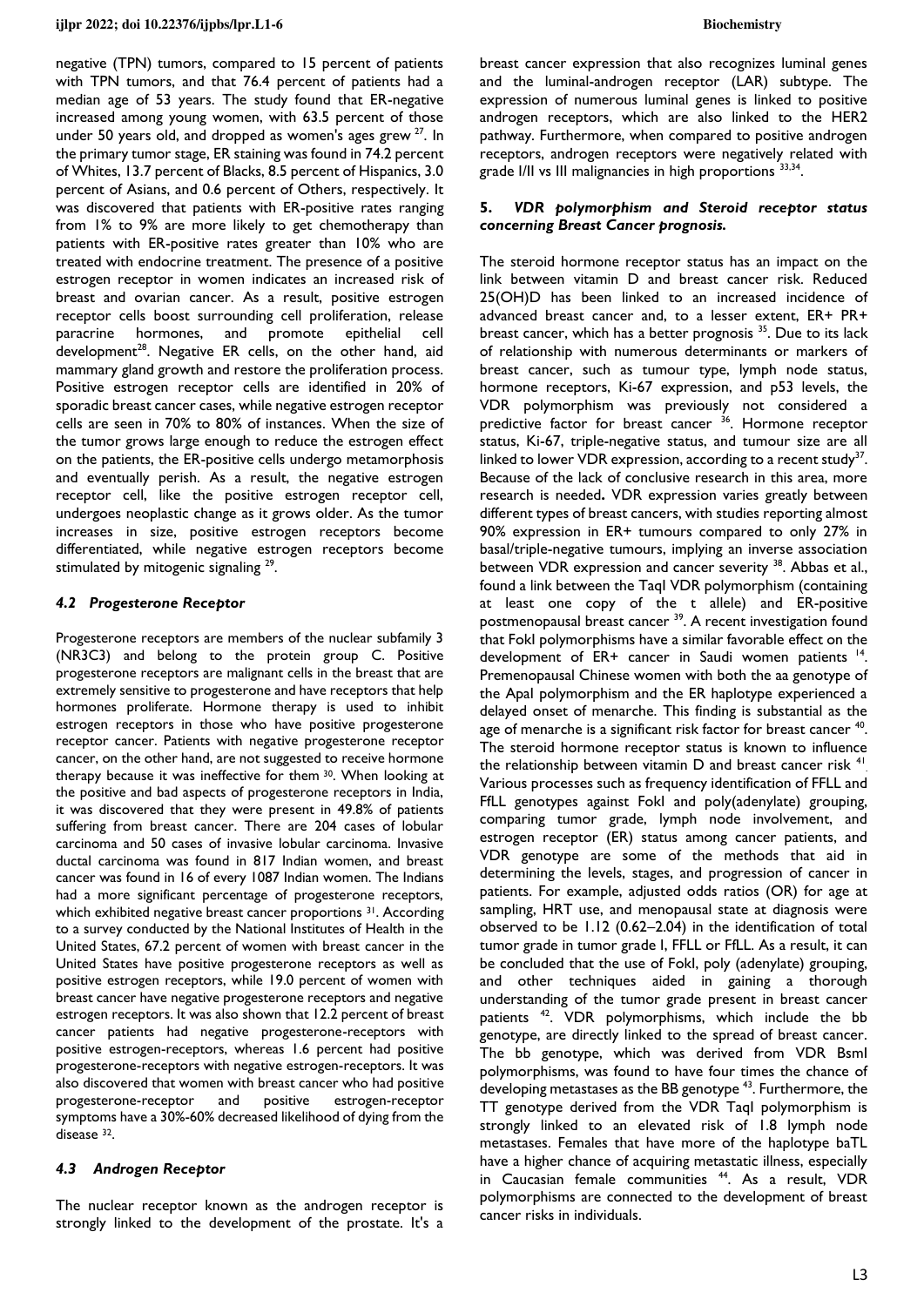negative (TPN) tumors, compared to 15 percent of patients with TPN tumors, and that 76.4 percent of patients had a median age of 53 years. The study found that ER-negative increased among young women, with 63.5 percent of those under 50 years old, and dropped as women's ages grew [27]. In the primary tumor stage, ER staining was found in 74.2 percent of Whites, 13.7 percent of Blacks, 8.5 percent of Hispanics, 3.0 percent of Asians, and 0.6 percent of Others, respectively. It was discovered that patients with ER-positive rates ranging from 1% to 9% are more likely to get chemotherapy than patients with ER-positive rates greater than 10% who are treated with endocrine treatment. The presence of a positive estrogen receptor in women indicates an increased risk of breast and ovarian cancer. As a result, positive estrogen receptor cells boost surrounding cell proliferation, release paracrine hormones, and promote epithelial cell development[28]. Negative ER cells, on the other hand, aid mammary gland growth and restore the proliferation process. Positive estrogen receptor cells are identified in 20% of sporadic breast cancer cases, while negative estrogen receptor cells are seen in 70% to 80% of instances. When the size of the tumor grows large enough to reduce the estrogen effect on the patients, the ER-positive cells undergo metamorphosis and eventually perish. As a result, the negative estrogen receptor cell, like the positive estrogen receptor cell, undergoes neoplastic change as it grows older. As the tumor increases in size, positive estrogen receptors become differentiated, while negative estrogen receptors become stimulated by mitogenic signaling [29].

### *4.2 Progesterone Receptor*

Progesterone receptors are members of the nuclear subfamily 3 (NR3C3) and belong to the protein group C. Positive progesterone receptors are malignant cells in the breast that are extremely sensitive to progesterone and have receptors that help hormones proliferate. Hormone therapy is used to inhibit estrogen receptors in those who have positive progesterone receptor cancer. Patients with negative progesterone receptor cancer, on the other hand, are not suggested to receive hormone therapy because it was ineffective for them [30]. When looking at the positive and bad aspects of progesterone receptors in India, it was discovered that they were present in 49.8% of patients suffering from breast cancer. There are 204 cases of lobular carcinoma and 50 cases of invasive lobular carcinoma. Invasive ductal carcinoma was found in 817 Indian women, and breast cancer was found in 16 of every 1087 Indian women. The Indians had a more significant percentage of progesterone receptors, which exhibited negative breast cancer proportions [31]. According to a survey conducted by the National Institutes of Health in the United States, 67.2 percent of women with breast cancer in the United States have positive progesterone receptors as well as positive estrogen receptors, while 19.0 percent of women with breast cancer have negative progesterone receptors and negative estrogen receptors. It was also shown that 12.2 percent of breast cancer patients had negative progesterone-receptors with positive estrogen-receptors, whereas 1.6 percent had positive progesterone-receptors with negative estrogen-receptors. It was also discovered that women with breast cancer who had positive progesterone-receptor and positive estrogen-receptor symptoms have a 30%-60% decreased likelihood of dying from the disease [32].

### *4.3 Androgen Receptor*

The nuclear receptor known as the androgen receptor is strongly linked to the development of the prostate. It's a breast cancer expression that also recognizes luminal genes and the luminal-androgen receptor (LAR) subtype. The expression of numerous luminal genes is linked to positive androgen receptors, which are also linked to the HER2 pathway. Furthermore, when compared to positive androgen receptors, androgen receptors were negatively related with grade I/II vs III malignancies in high proportions [33,34].

## 5. *VDR polymorphism and Steroid receptor status concerning Breast Cancer prognosis.*

The steroid hormone receptor status has an impact on the link between vitamin D and breast cancer risk. Reduced 25(OH)D has been linked to an increased incidence of advanced breast cancer and, to a lesser extent, ER+ PR+ breast cancer, which has a better prognosis [35]. Due to its lack of relationship with numerous determinants or markers of breast cancer, such as tumour type, lymph node status, hormone receptors, Ki-67 expression, and p53 levels, the VDR polymorphism was previously not considered a predictive factor for breast cancer [36]. Hormone receptor status, Ki-67, triple-negative status, and tumour size are all linked to lower VDR expression, according to a recent study[37]. Because of the lack of conclusive research in this area, more research is needed**.** VDR expression varies greatly between different types of breast cancers, with studies reporting almost 90% expression in ER+ tumours compared to only 27% in basal/triple-negative tumours, implying an inverse association between VDR expression and cancer severity [38]. Abbas et al., found a link between the TaqI VDR polymorphism (containing at least one copy of the t allele) and ER-positive postmenopausal breast cancer [39]. A recent investigation found that FokI polymorphisms have a similar favorable effect on the development of ER+ cancer in Saudi women patients [14]. Premenopausal Chinese women with both the aa genotype of the ApaI polymorphism and the ER haplotype experienced a delayed onset of menarche. This finding is substantial as the age of menarche is a significant risk factor for breast cancer [40]. The steroid hormone receptor status is known to influence the relationship between vitamin D and breast cancer risk [41]. Various processes such as frequency identification of FFLL and FfLL genotypes against FokI and poly(adenylate) grouping, comparing tumor grade, lymph node involvement, and estrogen receptor (ER) status among cancer patients, and VDR genotype are some of the methods that aid in determining the levels, stages, and progression of cancer in patients. For example, adjusted odds ratios (OR) for age at sampling, HRT use, and menopausal state at diagnosis were observed to be 1.12 (0.62–2.04) in the identification of total tumor grade in tumor grade I, FFLL or FfLL. As a result, it can be concluded that the use of FokI, poly (adenylate) grouping, and other techniques aided in gaining a thorough understanding of the tumor grade present in breast cancer patients [42]. VDR polymorphisms, which include the bb genotype, are directly linked to the spread of breast cancer. The bb genotype, which was derived from VDR BsmI polymorphisms, was found to have four times the chance of developing metastases as the BB genotype [43]. Furthermore, the TT genotype derived from the VDR TaqI polymorphism is strongly linked to an elevated risk of 1.8 lymph node metastases. Females that have more of the haplotype baTL have a higher chance of acquiring metastatic illness, especially in Caucasian female communities [44]. As a result, VDR polymorphisms are connected to the development of breast cancer risks in individuals.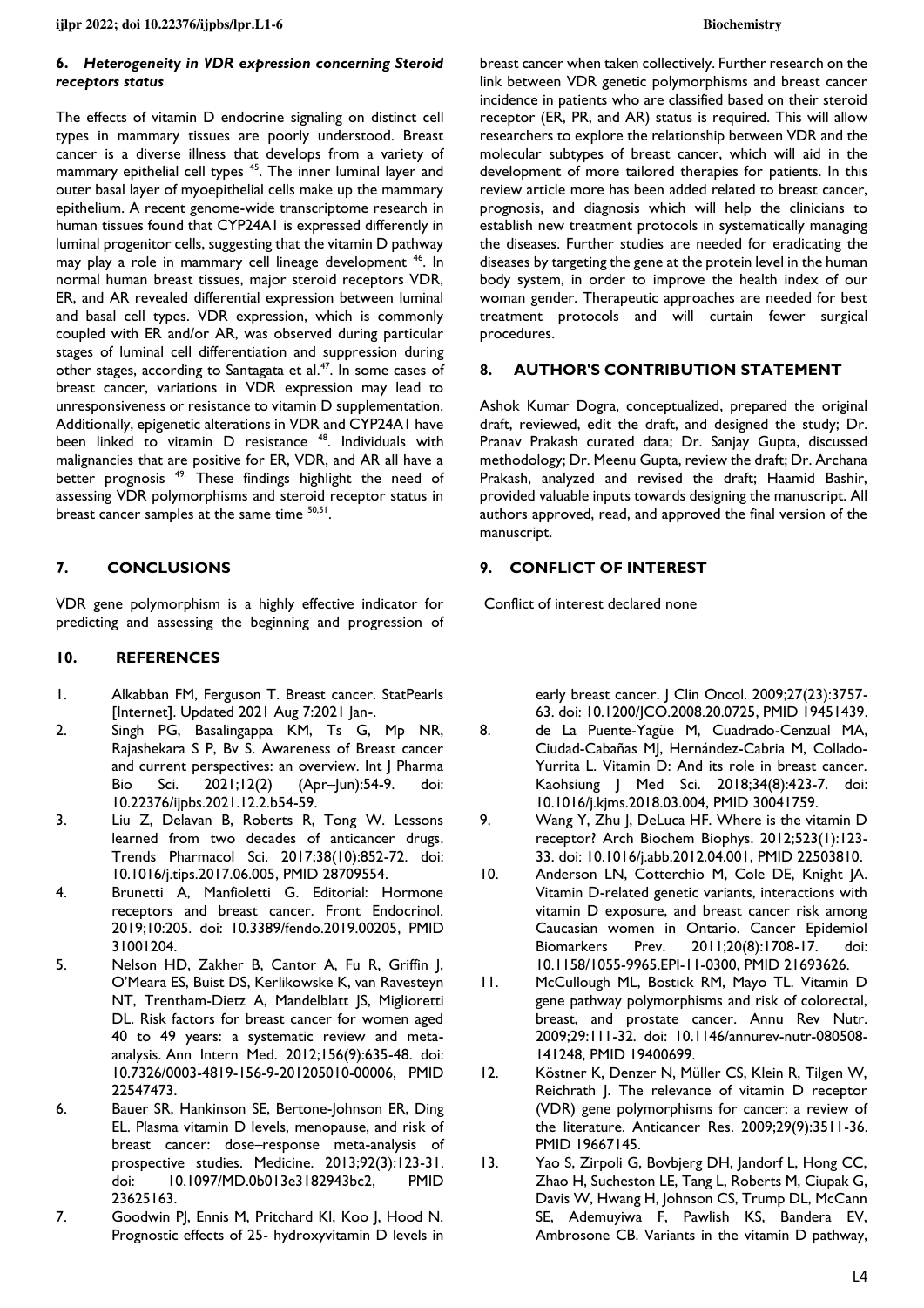## 6. *Heterogeneity in VDR expression concerning Steroid receptors status*

The effects of vitamin D endocrine signaling on distinct cell types in mammary tissues are poorly understood. Breast cancer is a diverse illness that develops from a variety of mammary epithelial cell types [45]. The inner luminal layer and outer basal layer of myoepithelial cells make up the mammary epithelium. A recent genome-wide transcriptome research in human tissues found that CYP24A1 is expressed differently in luminal progenitor cells, suggesting that the vitamin D pathway may play a role in mammary cell lineage development [46]. In normal human breast tissues, major steroid receptors VDR, ER, and AR revealed differential expression between luminal and basal cell types. VDR expression, which is commonly coupled with ER and/or AR, was observed during particular stages of luminal cell differentiation and suppression during other stages, according to Santagata et al.[47]. In some cases of breast cancer, variations in VDR expression may lead to unresponsiveness or resistance to vitamin D supplementation. Additionally, epigenetic alterations in VDR and CYP24A1 have been linked to vitamin D resistance [48]. Individuals with malignancies that are positive for ER, VDR, and AR all have a better prognosis [49]. These findings highlight the need of assessing VDR polymorphisms and steroid receptor status in breast cancer samples at the same time [50,51].

## 7. CONCLUSIONS

VDR gene polymorphism is a highly effective indicator for predicting and assessing the beginning and progression of breast cancer when taken collectively. Further research on the link between VDR genetic polymorphisms and breast cancer incidence in patients who are classified based on their steroid receptor (ER, PR, and AR) status is required. This will allow researchers to explore the relationship between VDR and the molecular subtypes of breast cancer, which will aid in the development of more tailored therapies for patients. In this review article more has been added related to breast cancer, prognosis, and diagnosis which will help the clinicians to establish new treatment protocols in systematically managing the diseases. Further studies are needed for eradicating the diseases by targeting the gene at the protein level in the human body system, in order to improve the health index of our woman gender. Therapeutic approaches are needed for best treatment protocols and will curtain fewer surgical procedures.

## 8. AUTHOR'S CONTRIBUTION STATEMENT

Ashok Kumar Dogra, conceptualized, prepared the original draft, reviewed, edit the draft, and designed the study; Dr. Pranav Prakash curated data; Dr. Sanjay Gupta, discussed methodology; Dr. Meenu Gupta, review the draft; Dr. Archana Prakash, analyzed and revised the draft; Haamid Bashir, provided valuable inputs towards designing the manuscript. All authors approved, read, and approved the final version of the manuscript.

## 9. CONFLICT OF INTEREST

Conflict of interest declared none

## 10. REFERENCES

1. Alkabban FM, Ferguson T. Breast cancer. StatPearls [Internet]. Updated 2021 Aug 7:2021 Jan-.
2. Singh PG, Basalingappa KM, Ts G, Mp NR, Rajashekara S P, Bv S. Awareness of Breast cancer and current perspectives: an overview. Int J Pharma Bio Sci. 2021;12(2) (Apr–Jun):54-9. doi: 10.22376/ijpbs.2021.12.2.b54-59.
3. Liu Z, Delavan B, Roberts R, Tong W. Lessons learned from two decades of anticancer drugs. Trends Pharmacol Sci. 2017;38(10):852-72. doi: 10.1016/j.tips.2017.06.005, PMID 28709554.
4. Brunetti A, Manfioletti G. Editorial: Hormone receptors and breast cancer. Front Endocrinol. 2019;10:205. doi: 10.3389/fendo.2019.00205, PMID 31001204.
5. Nelson HD, Zakher B, Cantor A, Fu R, Griffin J, O'Meara ES, Buist DS, Kerlikowske K, van Ravesteyn NT, Trentham-Dietz A, Mandelblatt JS, Miglioretti DL. Risk factors for breast cancer for women aged 40 to 49 years: a systematic review and meta-analysis. Ann Intern Med. 2012;156(9):635-48. doi: 10.7326/0003-4819-156-9-201205010-00006, PMID 22547473.
6. Bauer SR, Hankinson SE, Bertone-Johnson ER, Ding EL. Plasma vitamin D levels, menopause, and risk of breast cancer: dose–response meta-analysis of prospective studies. Medicine. 2013;92(3):123-31. doi: 10.1097/MD.0b013e3182943bc2, PMID 23625163.
7. Goodwin PJ, Ennis M, Pritchard KI, Koo J, Hood N. Prognostic effects of 25- hydroxyvitamin D levels in early breast cancer. J Clin Oncol. 2009;27(23):3757-63. doi: 10.1200/JCO.2008.20.0725, PMID 19451439.
8. de La Puente-Yagüe M, Cuadrado-Cenzual MA, Ciudad-Cabañas MJ, Hernández-Cabria M, Collado-Yurrita L. Vitamin D: And its role in breast cancer. Kaohsiung J Med Sci. 2018;34(8):423-7. doi: 10.1016/j.kjms.2018.03.004, PMID 30041759.
9. Wang Y, Zhu J, DeLuca HF. Where is the vitamin D receptor? Arch Biochem Biophys. 2012;523(1):123-33. doi: 10.1016/j.abb.2012.04.001, PMID 22503810.
10. Anderson LN, Cotterchio M, Cole DE, Knight JA. Vitamin D-related genetic variants, interactions with vitamin D exposure, and breast cancer risk among Caucasian women in Ontario. Cancer Epidemiol Biomarkers Prev. 2011;20(8):1708-17. doi: 10.1158/1055-9965.EPI-11-0300, PMID 21693626.
11. McCullough ML, Bostick RM, Mayo TL. Vitamin D gene pathway polymorphisms and risk of colorectal, breast, and prostate cancer. Annu Rev Nutr. 2009;29:111-32. doi: 10.1146/annurev-nutr-080508-141248, PMID 19400699.
12. Köstner K, Denzer N, Müller CS, Klein R, Tilgen W, Reichrath J. The relevance of vitamin D receptor (VDR) gene polymorphisms for cancer: a review of the literature. Anticancer Res. 2009;29(9):3511-36. PMID 19667145.
13. Yao S, Zirpoli G, Bovbjerg DH, Jandorf L, Hong CC, Zhao H, Sucheston LE, Tang L, Roberts M, Ciupak G, Davis W, Hwang H, Johnson CS, Trump DL, McCann SE, Ademuyiwa F, Pawlish KS, Bandera EV, Ambrosone CB. Variants in the vitamin D pathway,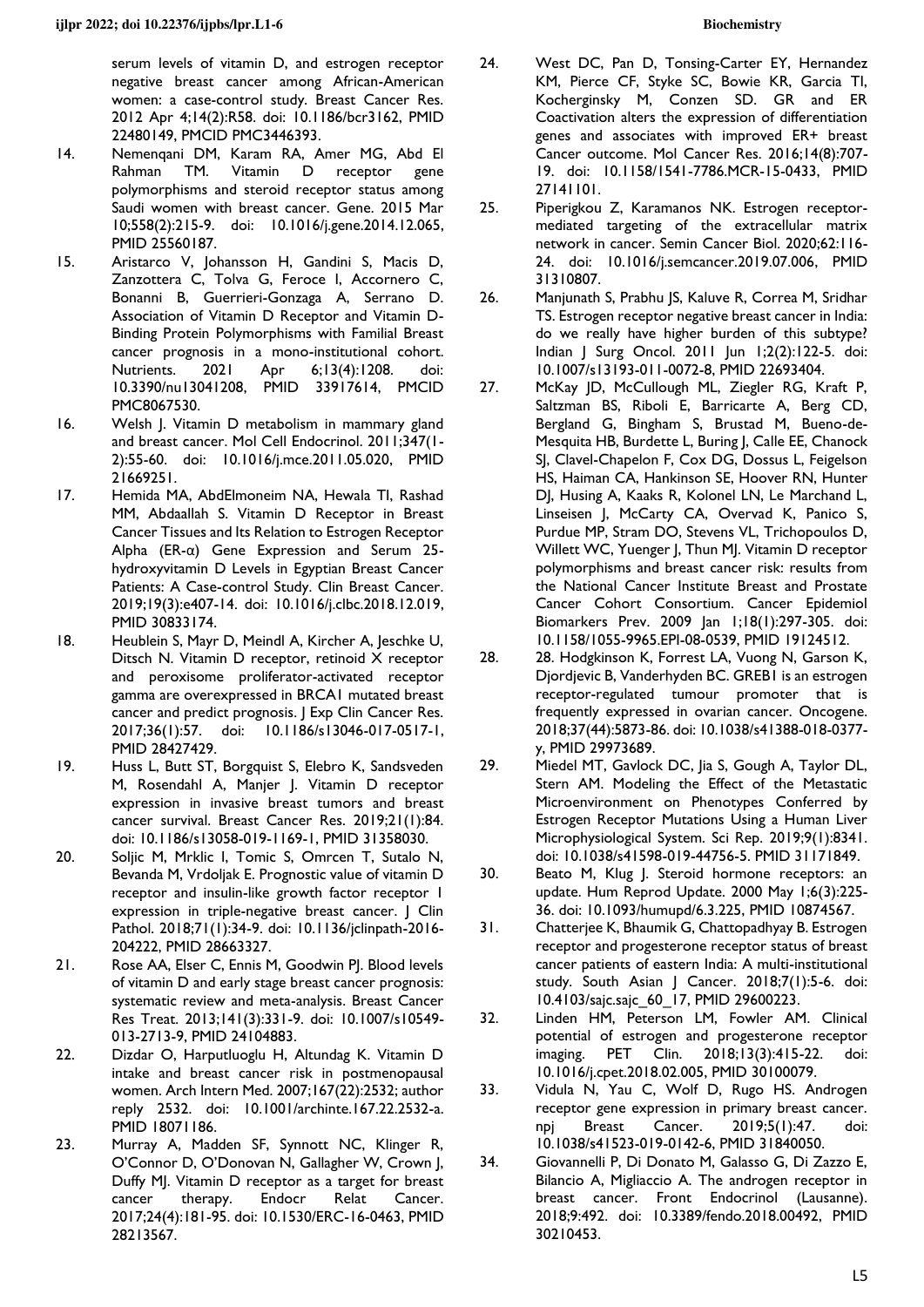serum levels of vitamin D, and estrogen receptor negative breast cancer among African-American women: a case-control study. Breast Cancer Res. 2012 Apr 4;14(2):R58. doi: 10.1186/bcr3162, PMID 22480149, PMCID PMC3446393.

14. Nemenqani DM, Karam RA, Amer MG, Abd El Rahman TM. Vitamin D receptor gene polymorphisms and steroid receptor status among Saudi women with breast cancer. Gene. 2015 Mar 10;558(2):215-9. doi: 10.1016/j.gene.2014.12.065, PMID 25560187.

15. Aristarco V, Johansson H, Gandini S, Macis D, Zanzottera C, Tolva G, Feroce I, Accornero C, Bonanni B, Guerrieri-Gonzaga A, Serrano D. Association of Vitamin D Receptor and Vitamin D-Binding Protein Polymorphisms with Familial Breast cancer prognosis in a mono-institutional cohort. Nutrients. 2021 Apr 6;13(4):1208. doi: 10.3390/nu13041208, PMID 33917614, PMCID PMC8067530.

16. Welsh J. Vitamin D metabolism in mammary gland and breast cancer. Mol Cell Endocrinol. 2011;347(1-2):55-60. doi: 10.1016/j.mce.2011.05.020, PMID 21669251.

17. Hemida MA, AbdElmoneim NA, Hewala TI, Rashad MM, Abdaallah S. Vitamin D Receptor in Breast Cancer Tissues and Its Relation to Estrogen Receptor Alpha (ER-α) Gene Expression and Serum 25-hydroxyvitamin D Levels in Egyptian Breast Cancer Patients: A Case-control Study. Clin Breast Cancer. 2019;19(3):e407-14. doi: 10.1016/j.clbc.2018.12.019, PMID 30833174.

18. Heublein S, Mayr D, Meindl A, Kircher A, Jeschke U, Ditsch N. Vitamin D receptor, retinoid X receptor and peroxisome proliferator-activated receptor gamma are overexpressed in BRCA1 mutated breast cancer and predict prognosis. J Exp Clin Cancer Res. 2017;36(1):57. doi: 10.1186/s13046-017-0517-1, PMID 28427429.

19. Huss L, Butt ST, Borgquist S, Elebro K, Sandsveden M, Rosendahl A, Manjer J. Vitamin D receptor expression in invasive breast tumors and breast cancer survival. Breast Cancer Res. 2019;21(1):84. doi: 10.1186/s13058-019-1169-1, PMID 31358030.

20. Soljic M, Mrklic I, Tomic S, Omrcen T, Sutalo N, Bevanda M, Vrdoljak E. Prognostic value of vitamin D receptor and insulin-like growth factor receptor 1 expression in triple-negative breast cancer. J Clin Pathol. 2018;71(1):34-9. doi: 10.1136/jclinpath-2016-204222, PMID 28663327.

21. Rose AA, Elser C, Ennis M, Goodwin PJ. Blood levels of vitamin D and early stage breast cancer prognosis: systematic review and meta-analysis. Breast Cancer Res Treat. 2013;141(3):331-9. doi: 10.1007/s10549-013-2713-9, PMID 24104883.

22. Dizdar O, Harputluoglu H, Altundag K. Vitamin D intake and breast cancer risk in postmenopausal women. Arch Intern Med. 2007;167(22):2532; author reply 2532. doi: 10.1001/archinte.167.22.2532-a. PMID 18071186.

23. Murray A, Madden SF, Synnott NC, Klinger R, O'Connor D, O'Donovan N, Gallagher W, Crown J, Duffy MJ. Vitamin D receptor as a target for breast cancer therapy. Endocr Relat Cancer. 2017;24(4):181-95. doi: 10.1530/ERC-16-0463, PMID 28213567.

24. West DC, Pan D, Tonsing-Carter EY, Hernandez KM, Pierce CF, Styke SC, Bowie KR, Garcia TI, Kocherginsky M, Conzen SD. GR and ER Coactivation alters the expression of differentiation genes and associates with improved ER+ breast Cancer outcome. Mol Cancer Res. 2016;14(8):707-19. doi: 10.1158/1541-7786.MCR-15-0433, PMID 27141101.

25. Piperigkou Z, Karamanos NK. Estrogen receptor-mediated targeting of the extracellular matrix network in cancer. Semin Cancer Biol. 2020;62:116-24. doi: 10.1016/j.semcancer.2019.07.006, PMID 31310807.

26. Manjunath S, Prabhu JS, Kaluve R, Correa M, Sridhar TS. Estrogen receptor negative breast cancer in India: do we really have higher burden of this subtype? Indian J Surg Oncol. 2011 Jun 1;2(2):122-5. doi: 10.1007/s13193-011-0072-8, PMID 22693404.

27. McKay JD, McCullough ML, Ziegler RG, Kraft P, Saltzman BS, Riboli E, Barricarte A, Berg CD, Bergland G, Bingham S, Brustad M, Bueno-de-Mesquita HB, Burdette L, Buring J, Calle EE, Chanock SJ, Clavel-Chapelon F, Cox DG, Dossus L, Feigelson HS, Haiman CA, Hankinson SE, Hoover RN, Hunter DJ, Husing A, Kaaks R, Kolonel LN, Le Marchand L, Linseisen J, McCarty CA, Overvad K, Panico S, Purdue MP, Stram DO, Stevens VL, Trichopoulos D, Willett WC, Yuenger J, Thun MJ. Vitamin D receptor polymorphisms and breast cancer risk: results from the National Cancer Institute Breast and Prostate Cancer Cohort Consortium. Cancer Epidemiol Biomarkers Prev. 2009 Jan 1;18(1):297-305. doi: 10.1158/1055-9965.EPI-08-0539, PMID 19124512.

28. 28. Hodgkinson K, Forrest LA, Vuong N, Garson K, Djordjevic B, Vanderhyden BC. GREB1 is an estrogen receptor-regulated tumour promoter that is frequently expressed in ovarian cancer. Oncogene. 2018;37(44):5873-86. doi: 10.1038/s41388-018-0377-y, PMID 29973689.

29. Miedel MT, Gavlock DC, Jia S, Gough A, Taylor DL, Stern AM. Modeling the Effect of the Metastatic Microenvironment on Phenotypes Conferred by Estrogen Receptor Mutations Using a Human Liver Microphysiological System. Sci Rep. 2019;9(1):8341. doi: 10.1038/s41598-019-44756-5. PMID 31171849.

30. Beato M, Klug J. Steroid hormone receptors: an update. Hum Reprod Update. 2000 May 1;6(3):225-36. doi: 10.1093/humupd/6.3.225, PMID 10874567.

31. Chatterjee K, Bhaumik G, Chattopadhyay B. Estrogen receptor and progesterone receptor status of breast cancer patients of eastern India: A multi-institutional study. South Asian J Cancer. 2018;7(1):5-6. doi: 10.4103/sajc.sajc_60_17, PMID 29600223.

32. Linden HM, Peterson LM, Fowler AM. Clinical potential of estrogen and progesterone receptor imaging. PET Clin. 2018;13(3):415-22. doi: 10.1016/j.cpet.2018.02.005, PMID 30100079.

33. Vidula N, Yau C, Wolf D, Rugo HS. Androgen receptor gene expression in primary breast cancer. npj Breast Cancer. 2019;5(1):47. doi: 10.1038/s41523-019-0142-6, PMID 31840050.

34. Giovannelli P, Di Donato M, Galasso G, Di Zazzo E, Bilancio A, Migliaccio A. The androgen receptor in breast cancer. Front Endocrinol (Lausanne). 2018;9:492. doi: 10.3389/fendo.2018.00492, PMID 30210453.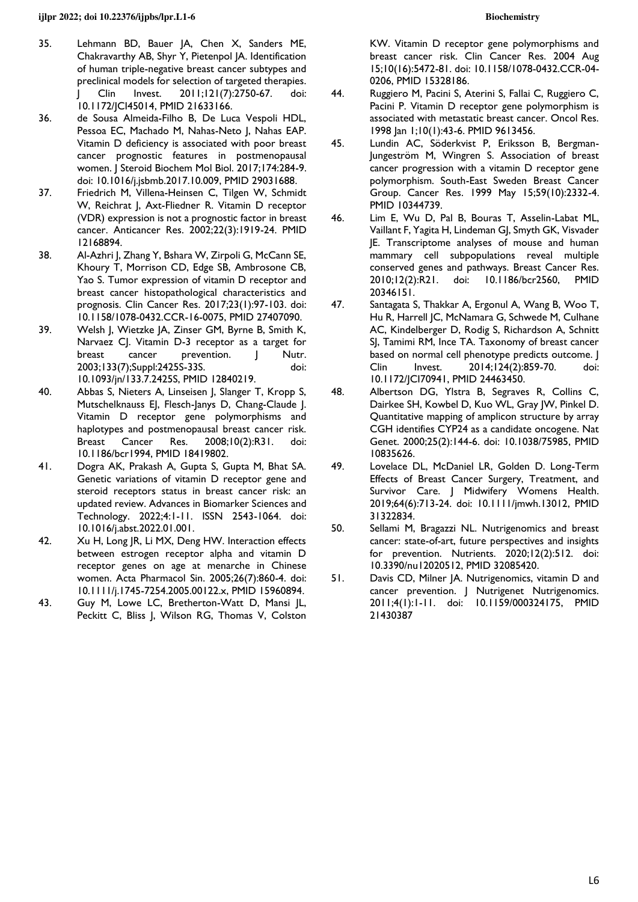35. Lehmann BD, Bauer JA, Chen X, Sanders ME, Chakravarthy AB, Shyr Y, Pietenpol JA. Identification of human triple-negative breast cancer subtypes and preclinical models for selection of targeted therapies. J Clin Invest. 2011;121(7):2750-67. doi: 10.1172/JCI45014, PMID 21633166.
36. de Sousa Almeida-Filho B, De Luca Vespoli HDL, Pessoa EC, Machado M, Nahas-Neto J, Nahas EAP. Vitamin D deficiency is associated with poor breast cancer prognostic features in postmenopausal women. J Steroid Biochem Mol Biol. 2017;174:284-9. doi: 10.1016/j.jsbmb.2017.10.009, PMID 29031688.
37. Friedrich M, Villena-Heinsen C, Tilgen W, Schmidt W, Reichrat J, Axt-Fliedner R. Vitamin D receptor (VDR) expression is not a prognostic factor in breast cancer. Anticancer Res. 2002;22(3):1919-24. PMID 12168894.
38. Al-Azhri J, Zhang Y, Bshara W, Zirpoli G, McCann SE, Khoury T, Morrison CD, Edge SB, Ambrosone CB, Yao S. Tumor expression of vitamin D receptor and breast cancer histopathological characteristics and prognosis. Clin Cancer Res. 2017;23(1):97-103. doi: 10.1158/1078-0432.CCR-16-0075, PMID 27407090.
39. Welsh J, Wietzke JA, Zinser GM, Byrne B, Smith K, Narvaez CJ. Vitamin D-3 receptor as a target for breast cancer prevention. J Nutr. 2003;133(7);Suppl:2425S-33S. doi: 10.1093/jn/133.7.2425S, PMID 12840219.
40. Abbas S, Nieters A, Linseisen J, Slanger T, Kropp S, Mutschelknauss EJ, Flesch-Janys D, Chang-Claude J. Vitamin D receptor gene polymorphisms and haplotypes and postmenopausal breast cancer risk. Breast Cancer Res. 2008;10(2):R31. doi: 10.1186/bcr1994, PMID 18419802.
41. Dogra AK, Prakash A, Gupta S, Gupta M, Bhat SA. Genetic variations of vitamin D receptor gene and steroid receptors status in breast cancer risk: an updated review. Advances in Biomarker Sciences and Technology. 2022;4:1-11. ISSN 2543-1064. doi: 10.1016/j.abst.2022.01.001.
42. Xu H, Long JR, Li MX, Deng HW. Interaction effects between estrogen receptor alpha and vitamin D receptor genes on age at menarche in Chinese women. Acta Pharmacol Sin. 2005;26(7):860-4. doi: 10.1111/j.1745-7254.2005.00122.x, PMID 15960894.
43. Guy M, Lowe LC, Bretherton-Watt D, Mansi JL, Peckitt C, Bliss J, Wilson RG, Thomas V, Colston KW. Vitamin D receptor gene polymorphisms and breast cancer risk. Clin Cancer Res. 2004 Aug 15;10(16):5472-81. doi: 10.1158/1078-0432.CCR-04-0206, PMID 15328186.
44. Ruggiero M, Pacini S, Aterini S, Fallai C, Ruggiero C, Pacini P. Vitamin D receptor gene polymorphism is associated with metastatic breast cancer. Oncol Res. 1998 Jan 1;10(1):43-6. PMID 9613456.
45. Lundin AC, Söderkvist P, Eriksson B, Bergman-Jungeström M, Wingren S. Association of breast cancer progression with a vitamin D receptor gene polymorphism. South-East Sweden Breast Cancer Group. Cancer Res. 1999 May 15;59(10):2332-4. PMID 10344739.
46. Lim E, Wu D, Pal B, Bouras T, Asselin-Labat ML, Vaillant F, Yagita H, Lindeman GJ, Smyth GK, Visvader JE. Transcriptome analyses of mouse and human mammary cell subpopulations reveal multiple conserved genes and pathways. Breast Cancer Res. 2010;12(2):R21. doi: 10.1186/bcr2560, PMID 20346151.
47. Santagata S, Thakkar A, Ergonul A, Wang B, Woo T, Hu R, Harrell JC, McNamara G, Schwede M, Culhane AC, Kindelberger D, Rodig S, Richardson A, Schnitt SJ, Tamimi RM, Ince TA. Taxonomy of breast cancer based on normal cell phenotype predicts outcome. J Clin Invest. 2014;124(2):859-70. doi: 10.1172/JCI70941, PMID 24463450.
48. Albertson DG, Ylstra B, Segraves R, Collins C, Dairkee SH, Kowbel D, Kuo WL, Gray JW, Pinkel D. Quantitative mapping of amplicon structure by array CGH identifies CYP24 as a candidate oncogene. Nat Genet. 2000;25(2):144-6. doi: 10.1038/75985, PMID 10835626.
49. Lovelace DL, McDaniel LR, Golden D. Long-Term Effects of Breast Cancer Surgery, Treatment, and Survivor Care. J Midwifery Womens Health. 2019;64(6):713-24. doi: 10.1111/jmwh.13012, PMID 31322834.
50. Sellami M, Bragazzi NL. Nutrigenomics and breast cancer: state-of-art, future perspectives and insights for prevention. Nutrients. 2020;12(2):512. doi: 10.3390/nu12020512, PMID 32085420.
51. Davis CD, Milner JA. Nutrigenomics, vitamin D and cancer prevention. J Nutrigenet Nutrigenomics. 2011;4(1):1-11. doi: 10.1159/000324175, PMID 21430387